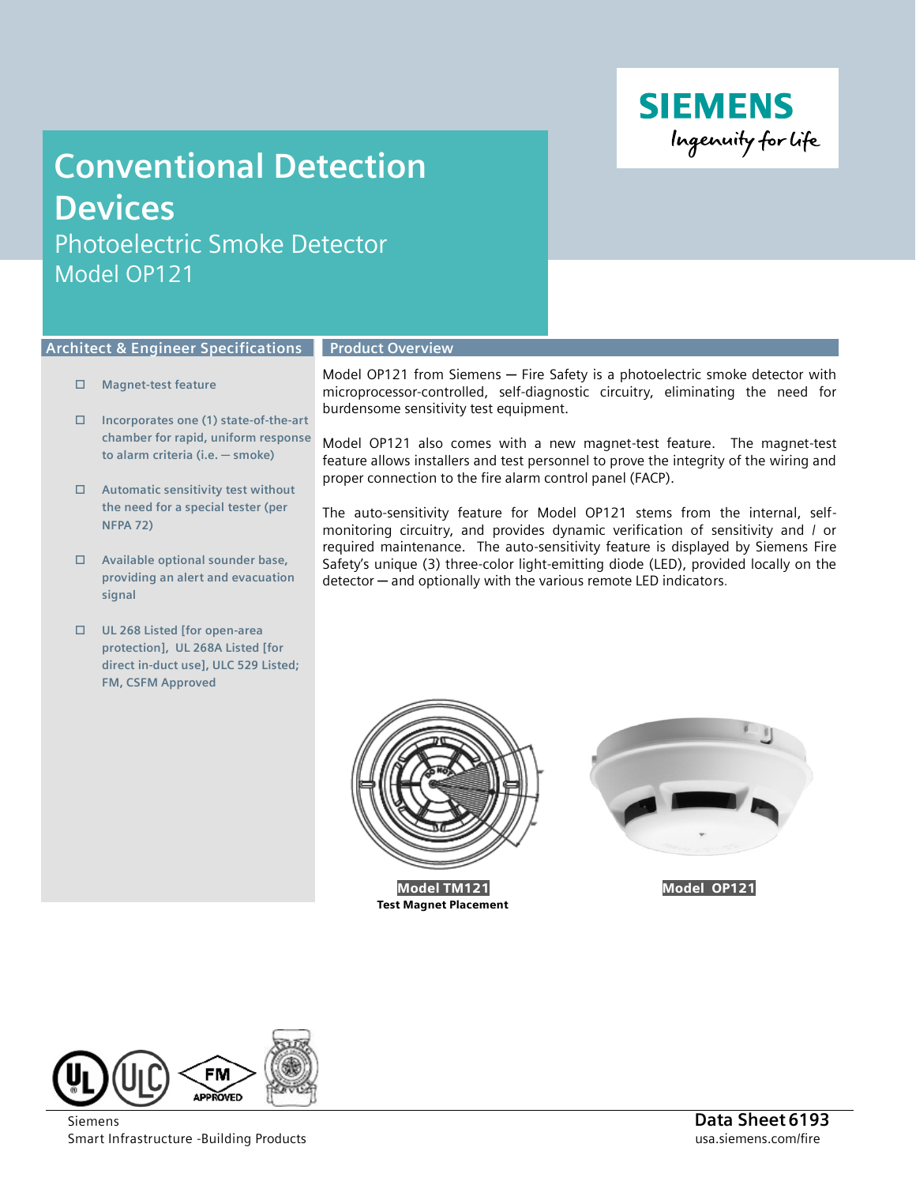# Conventional Detection Devices

## Photoelectric Smoke Detector Model OP121

### Architect & Engineer Specifications

- Magnet-test feature
- Incorporates one (1) state-of-the-art chamber for rapid, uniform response to alarm criteria (i.e. — smoke)
- Automatic sensitivity test without the need for a special tester (per NFPA 72)
- Available optional sounder base, providing an alert and evacuation signal
- UL 268 Listed [for open-area protection], UL 268A Listed [for direct in-duct use], ULC 529 Listed; FM, CSFM Approved

### Product Overview

Model OP121 from Siemens — Fire Safety is a photoelectric smoke detector with microprocessor-controlled, self-diagnostic circuitry, eliminating the need for burdensome sensitivity test equipment.

Model OP121 also comes with a new magnet-test feature. The magnet-test feature allows installers and test personnel to prove the integrity of the wiring and proper connection to the fire alarm control panel (FACP).

The auto-sensitivity feature for Model OP121 stems from the internal, self-monitoring circuitry, and provides dynamic verification of sensitivity and / or required maintenance. The auto-sensitivity feature is displayed by Siemens Fire Safety's unique (3) three-color light-emitting diode (LED), provided locally on the detector — and optionally with the various remote LED indicators.

**Model TM121**
**Test Magnet Placement**

**Model OP121**

Siemens
Smart Infrastructure -Building Products

**Data Sheet 6193**
usa.siemens.com/fire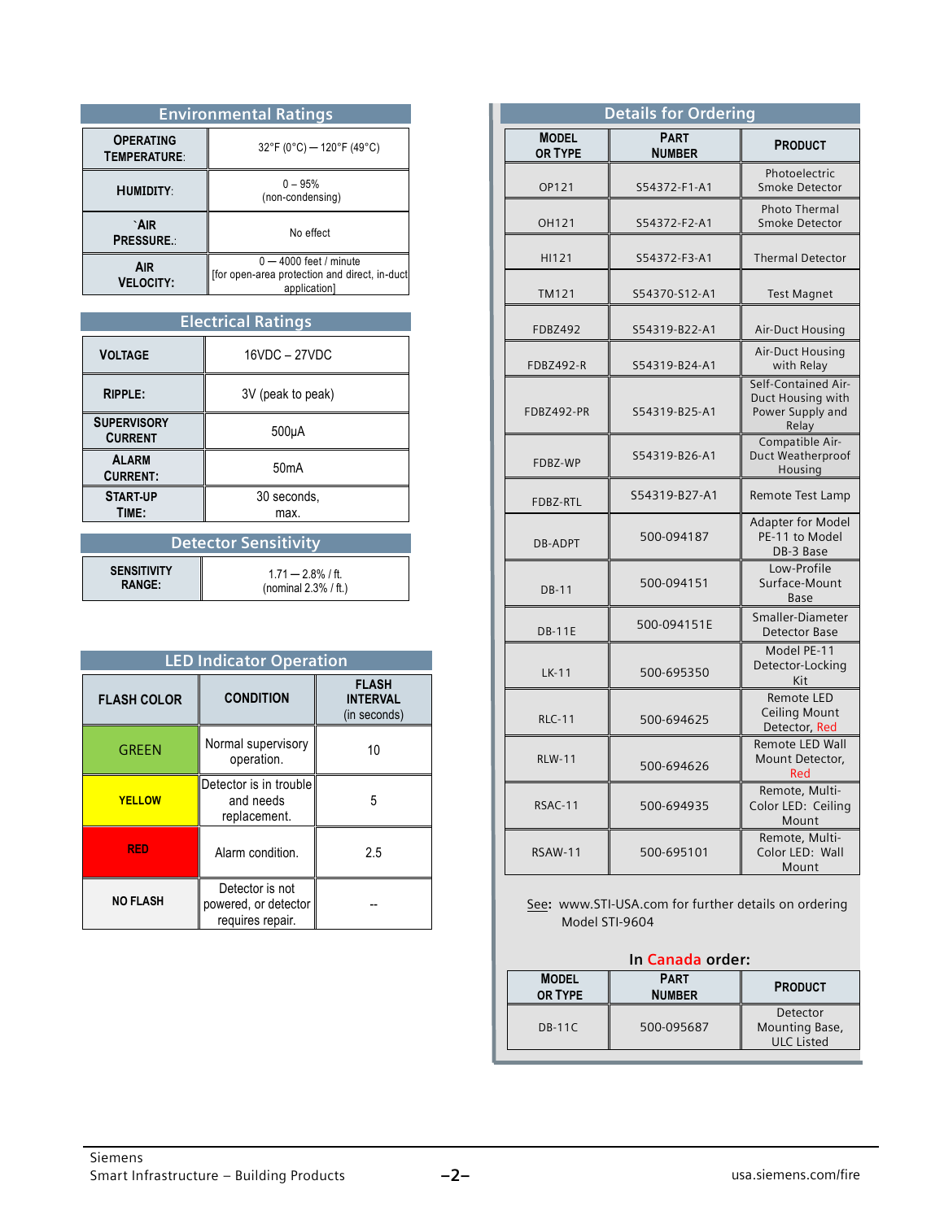## Environmental Ratings

| | |
|---|---|
| **OPERATING TEMPERATURE**: | 32°F (0°C) — 120°F (49°C) |
| **HUMIDITY**: | 0 – 95% (non-condensing) |
| **`AIR PRESSURE.**: | No effect |
| **AIR VELOCITY:** | 0 — 4000 feet / minute [for open-area protection and direct, in-duct application] |

## Electrical Ratings

| | |
|---|---|
| **VOLTAGE** | 16VDC – 27VDC |
| **RIPPLE:** | 3V (peak to peak) |
| **SUPERVISORY CURRENT** | 500μA |
| **ALARM CURRENT:** | 50mA |
| **START-UP TIME:** | 30 seconds, max. |

## Detector Sensitivity

| | |
|---|---|
| **SENSITIVITY RANGE:** | 1.71 — 2.8% / ft. (nominal 2.3% / ft.) |

## LED Indicator Operation

| FLASH COLOR | CONDITION | FLASH INTERVAL (in seconds) |
|---|---|---|
| GREEN | Normal supervisory operation. | 10 |
| YELLOW | Detector is in trouble and needs replacement. | 5 |
| RED | Alarm condition. | 2.5 |
| NO FLASH | Detector is not powered, or detector requires repair. | -- |

## Details for Ordering

| MODEL OR TYPE | PART NUMBER | PRODUCT |
|---|---|---|
| OP121 | S54372-F1-A1 | Photoelectric Smoke Detector |
| OH121 | S54372-F2-A1 | Photo Thermal Smoke Detector |
| HI121 | S54372-F3-A1 | Thermal Detector |
| TM121 | S54370-S12-A1 | Test Magnet |
| FDBZ492 | S54319-B22-A1 | Air-Duct Housing |
| FDBZ492-R | S54319-B24-A1 | Air-Duct Housing with Relay |
| FDBZ492-PR | S54319-B25-A1 | Self-Contained Air-Duct Housing with Power Supply and Relay |
| FDBZ-WP | S54319-B26-A1 | Compatible Air-Duct Weatherproof Housing |
| FDBZ-RTL | S54319-B27-A1 | Remote Test Lamp |
| DB-ADPT | 500-094187 | Adapter for Model PE-11 to Model DB-3 Base |
| DB-11 | 500-094151 | Low-Profile Surface-Mount Base |
| DB-11E | 500-094151E | Smaller-Diameter Detector Base |
| LK-11 | 500-695350 | Model PE-11 Detector-Locking Kit |
| RLC-11 | 500-694625 | Remote LED Ceiling Mount Detector, Red |
| RLW-11 | 500-694626 | Remote LED Wall Mount Detector, Red |
| RSAC-11 | 500-694935 | Remote, Multi-Color LED: Ceiling Mount |
| RSAW-11 | 500-695101 | Remote, Multi-Color LED: Wall Mount |

See: www.STI-USA.com for further details on ordering Model STI-9604

**In Canada order:**

| MODEL OR TYPE | PART NUMBER | PRODUCT |
|---|---|---|
| DB-11C | 500-095687 | Detector Mounting Base, ULC Listed |

Siemens
Smart Infrastructure – Building Products

usa.siemens.com/fire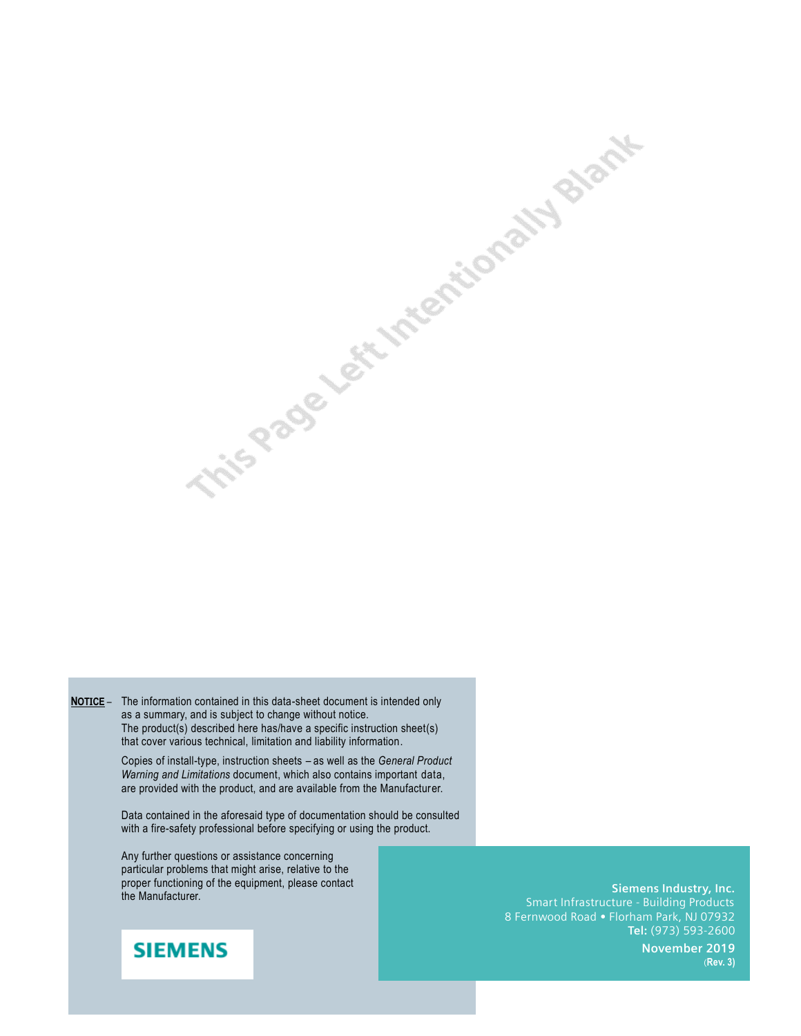This Page Left Intentionally Blank

**NOTICE** – The information contained in this data-sheet document is intended only as a summary, and is subject to change without notice. The product(s) described here has/have a specific instruction sheet(s) that cover various technical, limitation and liability information.

Copies of install-type, instruction sheets – as well as the *General Product Warning and Limitations* document, which also contains important data, are provided with the product, and are available from the Manufacturer.

Data contained in the aforesaid type of documentation should be consulted with a fire-safety professional before specifying or using the product.

Any further questions or assistance concerning particular problems that might arise, relative to the proper functioning of the equipment, please contact the Manufacturer.

SIEMENS

**Siemens Industry, Inc.**
Smart Infrastructure - Building Products
8 Fernwood Road • Florham Park, NJ 07932
**Tel:** (973) 593-2600

**November 2019**
**(Rev. 3)**